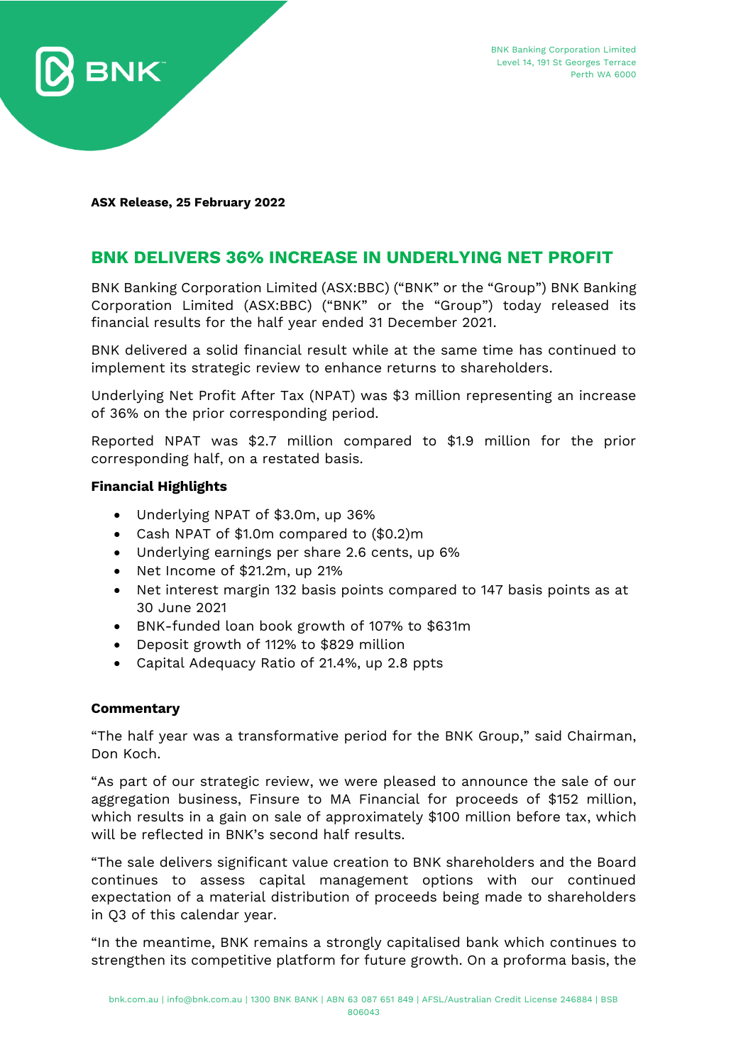**ASX Release, 25 February 2022**

## BNK DELIVERS 36% INCREASE IN UNDERLYING NET PROFIT

BNK Banking Corporation Limited (ASX:BBC) ("BNK" or the "Group") BNK Banking Corporation Limited (ASX:BBC) ("BNK" or the "Group") today released its financial results for the half year ended 31 December 2021.

BNK delivered a solid financial result while at the same time has continued to implement its strategic review to enhance returns to shareholders.

Underlying Net Profit After Tax (NPAT) was $3 million representing an increase of 36% on the prior corresponding period.

Reported NPAT was $2.7 million compared to $1.9 million for the prior corresponding half, on a restated basis.

### Financial Highlights

- Underlying NPAT of $3.0m, up 36%
- Cash NPAT of $1.0m compared to ($0.2)m
- Underlying earnings per share 2.6 cents, up 6%
- Net Income of $21.2m, up 21%
- Net interest margin 132 basis points compared to 147 basis points as at 30 June 2021
- BNK-funded loan book growth of 107% to $631m
- Deposit growth of 112% to $829 million
- Capital Adequacy Ratio of 21.4%, up 2.8 ppts

### Commentary

"The half year was a transformative period for the BNK Group," said Chairman, Don Koch.

"As part of our strategic review, we were pleased to announce the sale of our aggregation business, Finsure to MA Financial for proceeds of $152 million, which results in a gain on sale of approximately $100 million before tax, which will be reflected in BNK's second half results.

"The sale delivers significant value creation to BNK shareholders and the Board continues to assess capital management options with our continued expectation of a material distribution of proceeds being made to shareholders in Q3 of this calendar year.

"In the meantime, BNK remains a strongly capitalised bank which continues to strengthen its competitive platform for future growth. On a proforma basis, the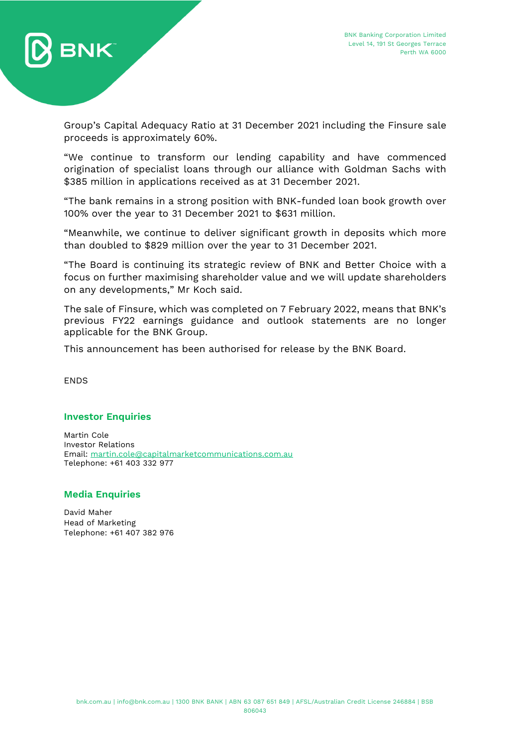Group's Capital Adequacy Ratio at 31 December 2021 including the Finsure sale proceeds is approximately 60%.

"We continue to transform our lending capability and have commenced origination of specialist loans through our alliance with Goldman Sachs with $385 million in applications received as at 31 December 2021.

"The bank remains in a strong position with BNK-funded loan book growth over 100% over the year to 31 December 2021 to $631 million.

"Meanwhile, we continue to deliver significant growth in deposits which more than doubled to $829 million over the year to 31 December 2021.

"The Board is continuing its strategic review of BNK and Better Choice with a focus on further maximising shareholder value and we will update shareholders on any developments," Mr Koch said.

The sale of Finsure, which was completed on 7 February 2022, means that BNK's previous FY22 earnings guidance and outlook statements are no longer applicable for the BNK Group.

This announcement has been authorised for release by the BNK Board.

ENDS

### Investor Enquiries

Martin Cole
Investor Relations
Email: martin.cole@capitalmarketcommunications.com.au
Telephone: +61 403 332 977

### Media Enquiries

David Maher
Head of Marketing
Telephone: +61 407 382 976